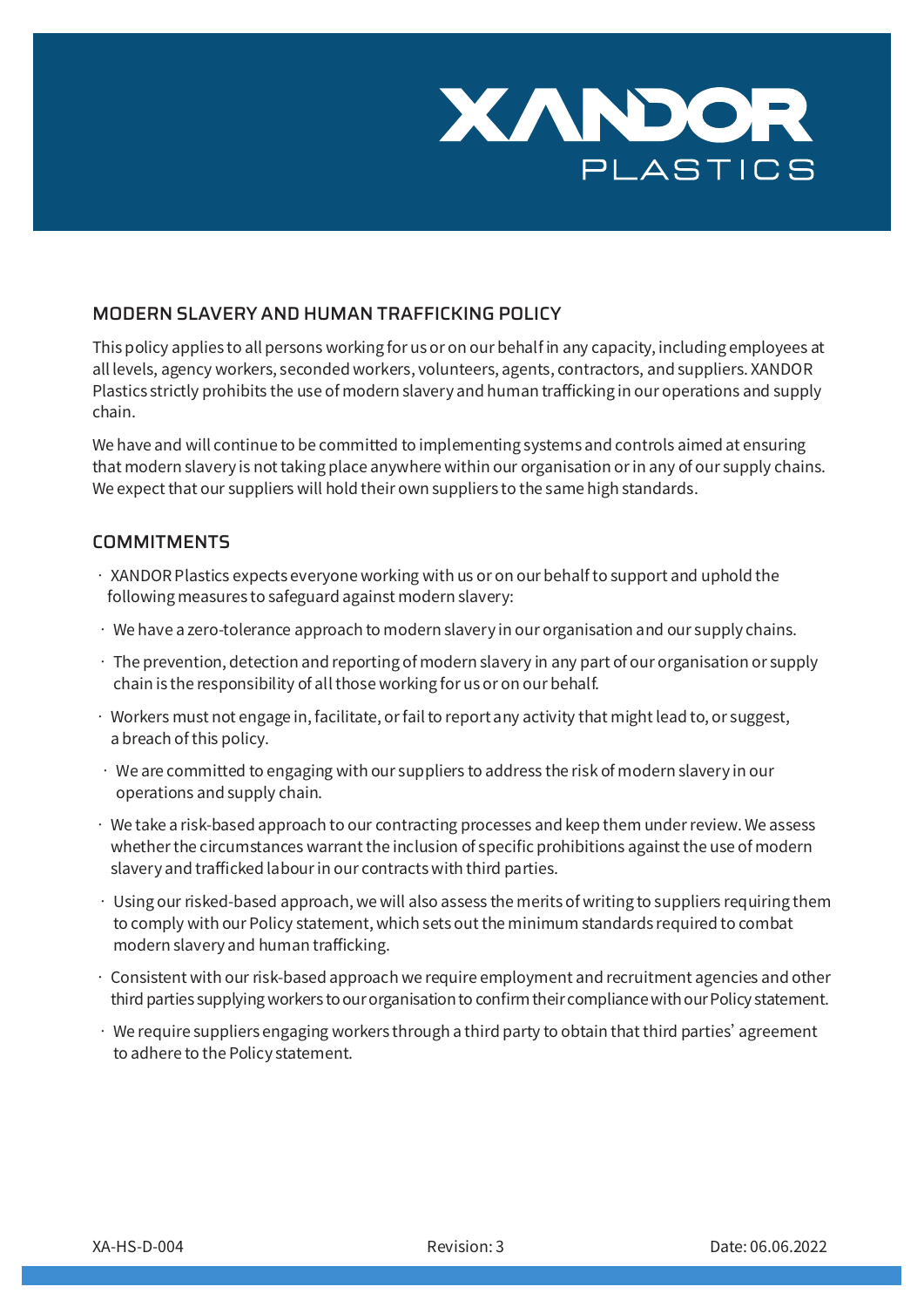# XANDOR PLASTICS

## MODERN SLAVERY AND HUMAN TRAFFICKING POLICY

This policy applies to all persons working for us or on our behalf in any capacity, including employees at all levels, agency workers, seconded workers, volunteers, agents, contractors, and suppliers. XANDOR Plastics strictly prohibits the use of modern slavery and human trafficking in our operations and supply chain.

We have and will continue to be committed to implementing systems and controls aimed at ensuring that modern slavery is not taking place anywhere within our organisation or in any of our supply chains. We expect that our suppliers will hold their own suppliers to the same high standards.

## COMMITMENTS

- XANDOR Plastics expects everyone working with us or on our behalf to support and uphold the following measures to safeguard against modern slavery:
- We have a zero-tolerance approach to modern slavery in our organisation and our supply chains.
- The prevention, detection and reporting of modern slavery in any part of our organisation or supply chain is the responsibility of all those working for us or on our behalf.
- Workers must not engage in, facilitate, or fail to report any activity that might lead to, or suggest, a breach of this policy.
- We are committed to engaging with our suppliers to address the risk of modern slavery in our operations and supply chain.
- We take a risk-based approach to our contracting processes and keep them under review. We assess whether the circumstances warrant the inclusion of specific prohibitions against the use of modern slavery and trafficked labour in our contracts with third parties.
- Using our risked-based approach, we will also assess the merits of writing to suppliers requiring them to comply with our Policy statement, which sets out the minimum standards required to combat modern slavery and human trafficking.
- Consistent with our risk-based approach we require employment and recruitment agencies and other third parties supplying workers to our organisation to confirm their compliance with our Policy statement.
- We require suppliers engaging workers through a third party to obtain that third parties' agreement to adhere to the Policy statement.

XA-HS-D-004 | Revision: 3 | Date: 06.06.2022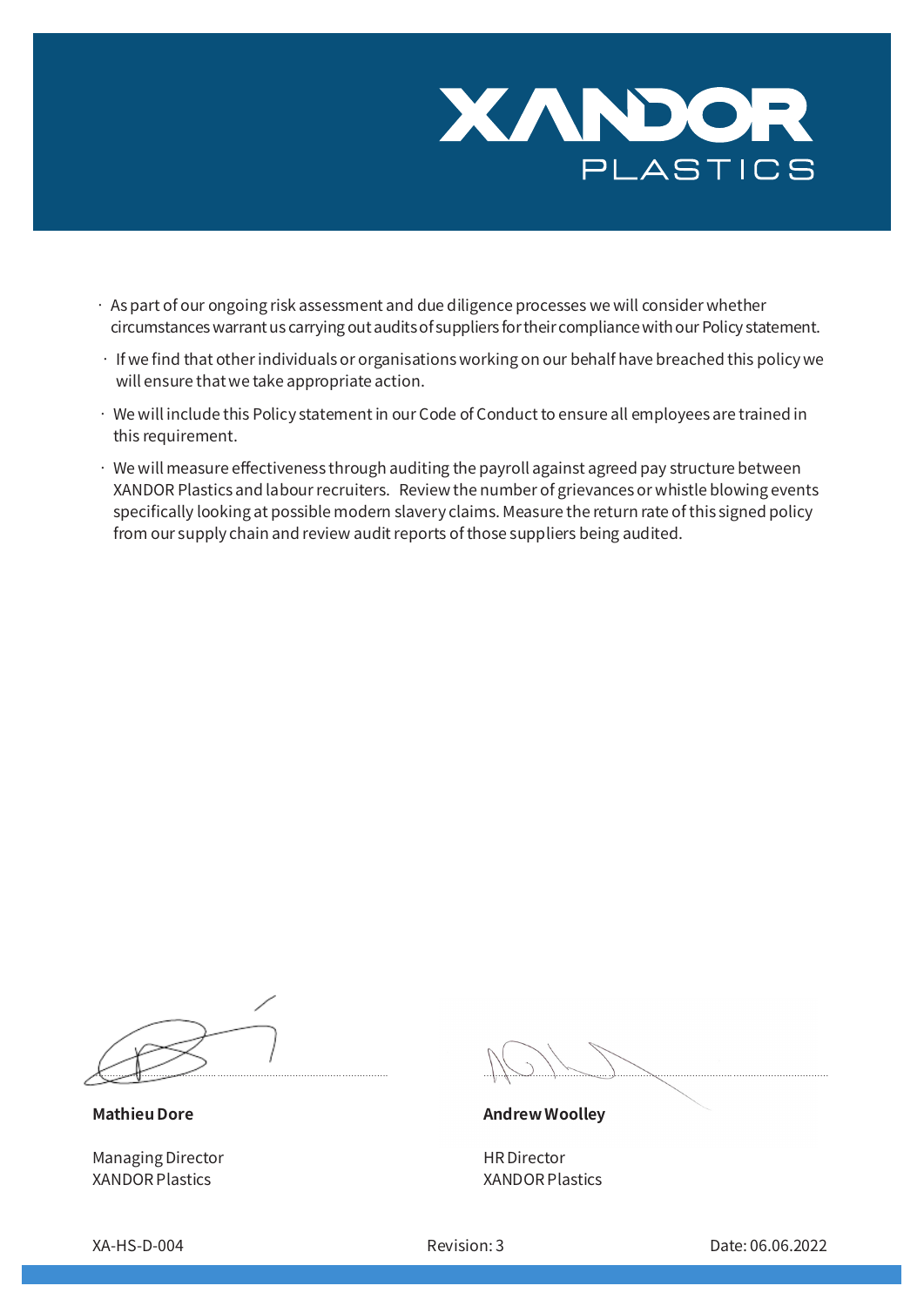- As part of our ongoing risk assessment and due diligence processes we will consider whether circumstances warrant us carrying out audits of suppliers for their compliance with our Policy statement.
- If we find that other individuals or organisations working on our behalf have breached this policy we will ensure that we take appropriate action.
- We will include this Policy statement in our Code of Conduct to ensure all employees are trained in this requirement.
- We will measure effectiveness through auditing the payroll against agreed pay structure between XANDOR Plastics and labour recruiters. Review the number of grievances or whistle blowing events specifically looking at possible modern slavery claims. Measure the return rate of this signed policy from our supply chain and review audit reports of those suppliers being audited.

**Mathieu Dore**

Managing Director
XANDOR Plastics

**Andrew Woolley**

HR Director
XANDOR Plastics

XA-HS-D-004 Revision: 3 Date: 06.06.2022